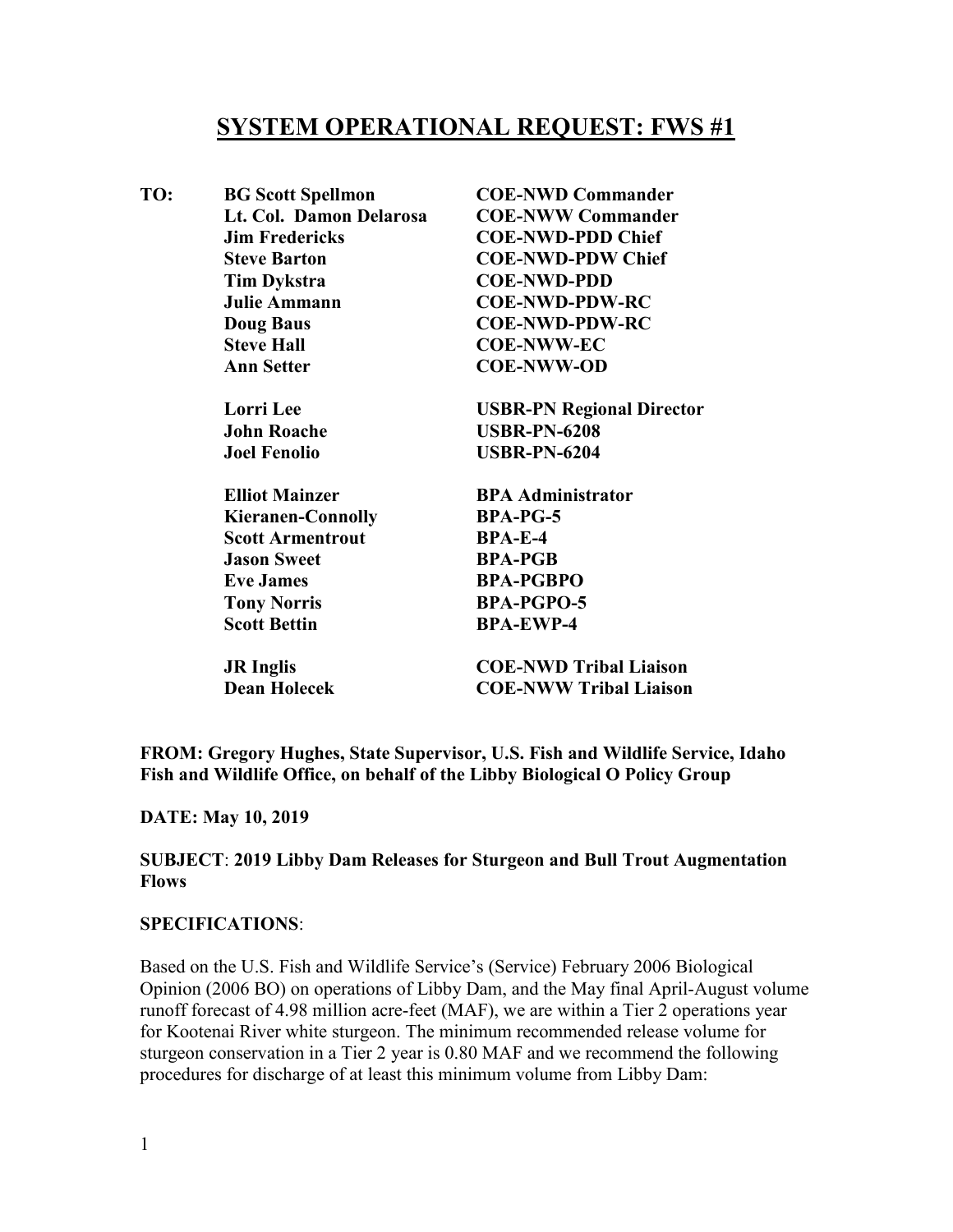# SYSTEM OPERATIONAL REQUEST: FWS #1

**TO:**

| | |
|---|---|
| **BG Scott Spellmon** | **COE-NWD Commander** |
| **Lt. Col. Damon Delarosa** | **COE-NWW Commander** |
| **Jim Fredericks** | **COE-NWD-PDD Chief** |
| **Steve Barton** | **COE-NWD-PDW Chief** |
| **Tim Dykstra** | **COE-NWD-PDD** |
| **Julie Ammann** | **COE-NWD-PDW-RC** |
| **Doug Baus** | **COE-NWD-PDW-RC** |
| **Steve Hall** | **COE-NWW-EC** |
| **Ann Setter** | **COE-NWW-OD** |
| | |
| **Lorri Lee** | **USBR-PN Regional Director** |
| **John Roache** | **USBR-PN-6208** |
| **Joel Fenolio** | **USBR-PN-6204** |
| | |
| **Elliot Mainzer** | **BPA Administrator** |
| **Kieranen-Connolly** | **BPA-PG-5** |
| **Scott Armentrout** | **BPA-E-4** |
| **Jason Sweet** | **BPA-PGB** |
| **Eve James** | **BPA-PGBPO** |
| **Tony Norris** | **BPA-PGPO-5** |
| **Scott Bettin** | **BPA-EWP-4** |
| | |
| **JR Inglis** | **COE-NWD Tribal Liaison** |
| **Dean Holecek** | **COE-NWW Tribal Liaison** |

**FROM: Gregory Hughes, State Supervisor, U.S. Fish and Wildlife Service, Idaho Fish and Wildlife Office, on behalf of the Libby Biological O Policy Group**

**DATE: May 10, 2019**

**SUBJECT**: **2019 Libby Dam Releases for Sturgeon and Bull Trout Augmentation Flows**

**SPECIFICATIONS**:

Based on the U.S. Fish and Wildlife Service's (Service) February 2006 Biological Opinion (2006 BO) on operations of Libby Dam, and the May final April-August volume runoff forecast of 4.98 million acre-feet (MAF), we are within a Tier 2 operations year for Kootenai River white sturgeon. The minimum recommended release volume for sturgeon conservation in a Tier 2 year is 0.80 MAF and we recommend the following procedures for discharge of at least this minimum volume from Libby Dam: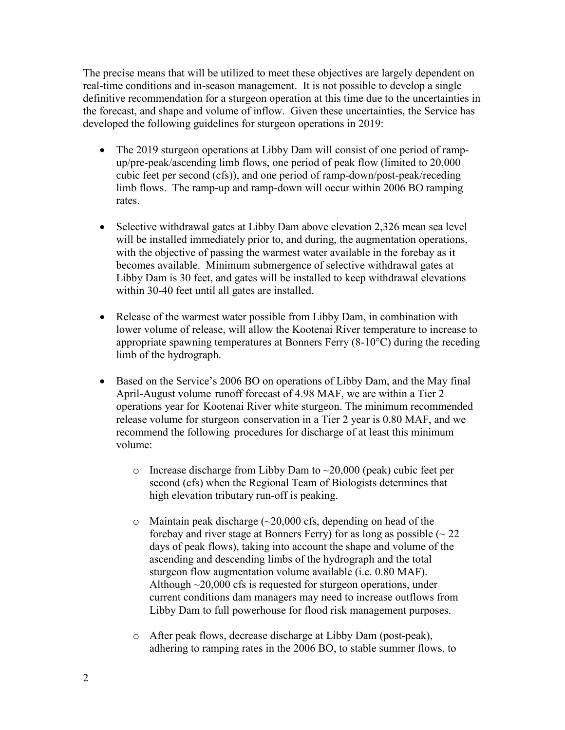The precise means that will be utilized to meet these objectives are largely dependent on real-time conditions and in-season management. It is not possible to develop a single definitive recommendation for a sturgeon operation at this time due to the uncertainties in the forecast, and shape and volume of inflow. Given these uncertainties, the Service has developed the following guidelines for sturgeon operations in 2019:

- The 2019 sturgeon operations at Libby Dam will consist of one period of ramp-up/pre-peak/ascending limb flows, one period of peak flow (limited to 20,000 cubic feet per second (cfs)), and one period of ramp-down/post-peak/receding limb flows. The ramp-up and ramp-down will occur within 2006 BO ramping rates.

- Selective withdrawal gates at Libby Dam above elevation 2,326 mean sea level will be installed immediately prior to, and during, the augmentation operations, with the objective of passing the warmest water available in the forebay as it becomes available. Minimum submergence of selective withdrawal gates at Libby Dam is 30 feet, and gates will be installed to keep withdrawal elevations within 30-40 feet until all gates are installed.

- Release of the warmest water possible from Libby Dam, in combination with lower volume of release, will allow the Kootenai River temperature to increase to appropriate spawning temperatures at Bonners Ferry (8-10°C) during the receding limb of the hydrograph.

- Based on the Service's 2006 BO on operations of Libby Dam, and the May final April-August volume runoff forecast of 4.98 MAF, we are within a Tier 2 operations year for Kootenai River white sturgeon. The minimum recommended release volume for sturgeon conservation in a Tier 2 year is 0.80 MAF, and we recommend the following procedures for discharge of at least this minimum volume:

    - Increase discharge from Libby Dam to ~20,000 (peak) cubic feet per second (cfs) when the Regional Team of Biologists determines that high elevation tributary run-off is peaking.

    - Maintain peak discharge (~20,000 cfs, depending on head of the forebay and river stage at Bonners Ferry) for as long as possible (~ 22 days of peak flows), taking into account the shape and volume of the ascending and descending limbs of the hydrograph and the total sturgeon flow augmentation volume available (i.e. 0.80 MAF). Although ~20,000 cfs is requested for sturgeon operations, under current conditions dam managers may need to increase outflows from Libby Dam to full powerhouse for flood risk management purposes.

    - After peak flows, decrease discharge at Libby Dam (post-peak), adhering to ramping rates in the 2006 BO, to stable summer flows, to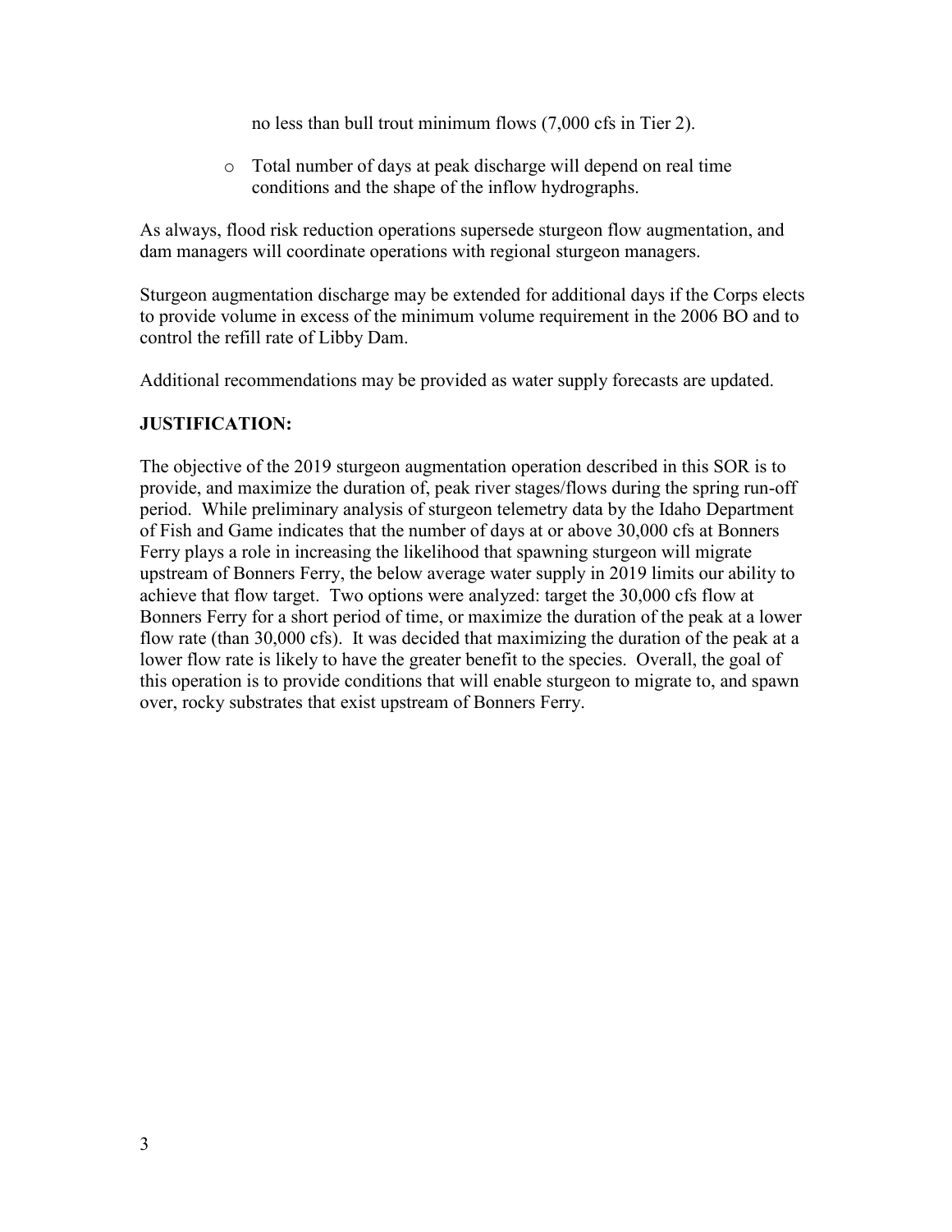no less than bull trout minimum flows (7,000 cfs in Tier 2).

- Total number of days at peak discharge will depend on real time conditions and the shape of the inflow hydrographs.

As always, flood risk reduction operations supersede sturgeon flow augmentation, and dam managers will coordinate operations with regional sturgeon managers.

Sturgeon augmentation discharge may be extended for additional days if the Corps elects to provide volume in excess of the minimum volume requirement in the 2006 BO and to control the refill rate of Libby Dam.

Additional recommendations may be provided as water supply forecasts are updated.

**JUSTIFICATION:**

The objective of the 2019 sturgeon augmentation operation described in this SOR is to provide, and maximize the duration of, peak river stages/flows during the spring run-off period. While preliminary analysis of sturgeon telemetry data by the Idaho Department of Fish and Game indicates that the number of days at or above 30,000 cfs at Bonners Ferry plays a role in increasing the likelihood that spawning sturgeon will migrate upstream of Bonners Ferry, the below average water supply in 2019 limits our ability to achieve that flow target. Two options were analyzed: target the 30,000 cfs flow at Bonners Ferry for a short period of time, or maximize the duration of the peak at a lower flow rate (than 30,000 cfs). It was decided that maximizing the duration of the peak at a lower flow rate is likely to have the greater benefit to the species. Overall, the goal of this operation is to provide conditions that will enable sturgeon to migrate to, and spawn over, rocky substrates that exist upstream of Bonners Ferry.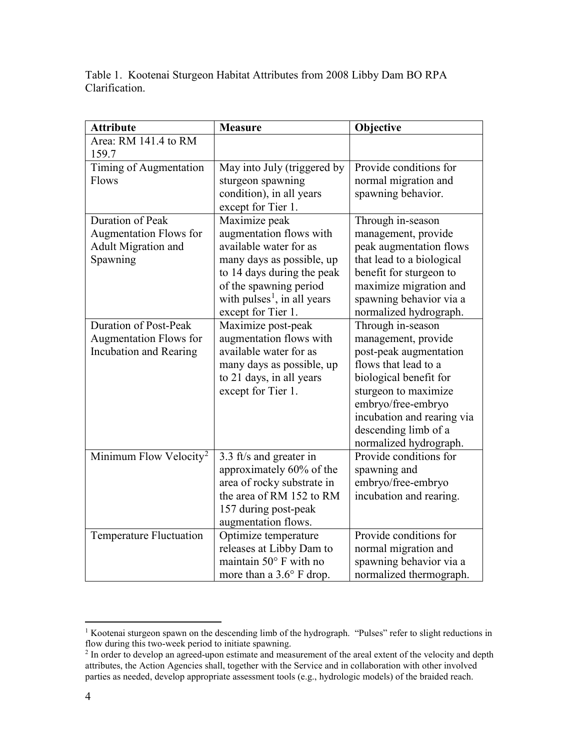Table 1. Kootenai Sturgeon Habitat Attributes from 2008 Libby Dam BO RPA Clarification.

| **Attribute** | **Measure** | **Objective** |
| --- | --- | --- |
| Area: RM 141.4 to RM 159.7 | | |
| Timing of Augmentation Flows | May into July (triggered by sturgeon spawning condition), in all years except for Tier 1. | Provide conditions for normal migration and spawning behavior. |
| Duration of Peak Augmentation Flows for Adult Migration and Spawning | Maximize peak augmentation flows with available water for as many days as possible, up to 14 days during the peak of the spawning period with pulses[1], in all years except for Tier 1. | Through in-season management, provide peak augmentation flows that lead to a biological benefit for sturgeon to maximize migration and spawning behavior via a normalized hydrograph. |
| Duration of Post-Peak Augmentation Flows for Incubation and Rearing | Maximize post-peak augmentation flows with available water for as many days as possible, up to 21 days, in all years except for Tier 1. | Through in-season management, provide post-peak augmentation flows that lead to a biological benefit for sturgeon to maximize embryo/free-embryo incubation and rearing via descending limb of a normalized hydrograph. |
| Minimum Flow Velocity[2] | 3.3 ft/s and greater in approximately 60% of the area of rocky substrate in the area of RM 152 to RM 157 during post-peak augmentation flows. | Provide conditions for spawning and embryo/free-embryo incubation and rearing. |
| Temperature Fluctuation | Optimize temperature releases at Libby Dam to maintain 50° F with no more than a 3.6° F drop. | Provide conditions for normal migration and spawning behavior via a normalized thermograph. |

[1] Kootenai sturgeon spawn on the descending limb of the hydrograph. "Pulses" refer to slight reductions in flow during this two-week period to initiate spawning.

[2] In order to develop an agreed-upon estimate and measurement of the areal extent of the velocity and depth attributes, the Action Agencies shall, together with the Service and in collaboration with other involved parties as needed, develop appropriate assessment tools (e.g., hydrologic models) of the braided reach.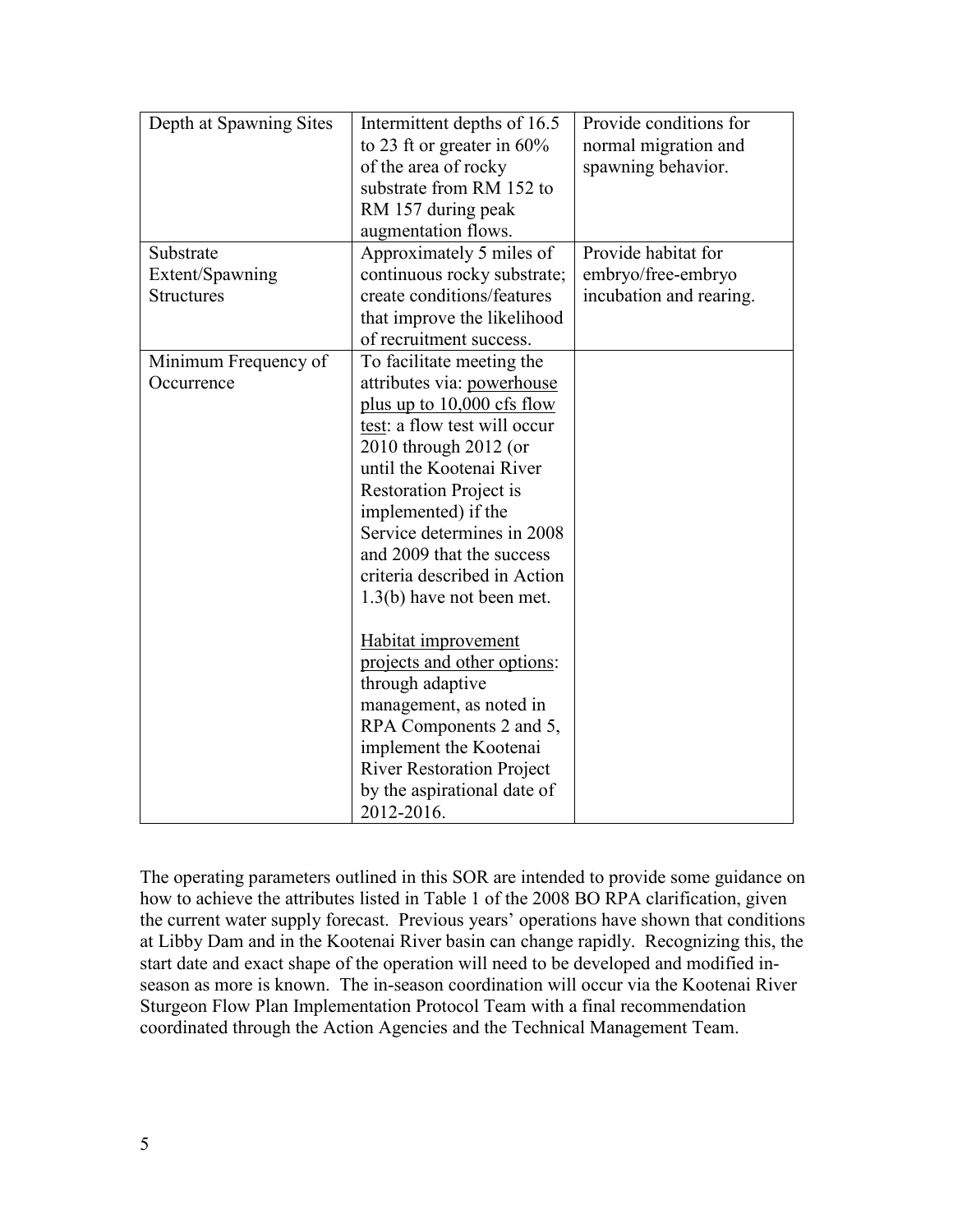| | | |
|---|---|---|
| Depth at Spawning Sites | Intermittent depths of 16.5 to 23 ft or greater in 60% of the area of rocky substrate from RM 152 to RM 157 during peak augmentation flows. | Provide conditions for normal migration and spawning behavior. |
| Substrate Extent/Spawning Structures | Approximately 5 miles of continuous rocky substrate; create conditions/features that improve the likelihood of recruitment success. | Provide habitat for embryo/free-embryo incubation and rearing. |
| Minimum Frequency of Occurrence | To facilitate meeting the attributes via: <u>powerhouse plus up to 10,000 cfs flow test</u>: a flow test will occur 2010 through 2012 (or until the Kootenai River Restoration Project is implemented) if the Service determines in 2008 and 2009 that the success criteria described in Action 1.3(b) have not been met.<br><br><u>Habitat improvement projects and other options</u>: through adaptive management, as noted in RPA Components 2 and 5, implement the Kootenai River Restoration Project by the aspirational date of 2012-2016. | |

The operating parameters outlined in this SOR are intended to provide some guidance on how to achieve the attributes listed in Table 1 of the 2008 BO RPA clarification, given the current water supply forecast. Previous years' operations have shown that conditions at Libby Dam and in the Kootenai River basin can change rapidly. Recognizing this, the start date and exact shape of the operation will need to be developed and modified in-season as more is known. The in-season coordination will occur via the Kootenai River Sturgeon Flow Plan Implementation Protocol Team with a final recommendation coordinated through the Action Agencies and the Technical Management Team.